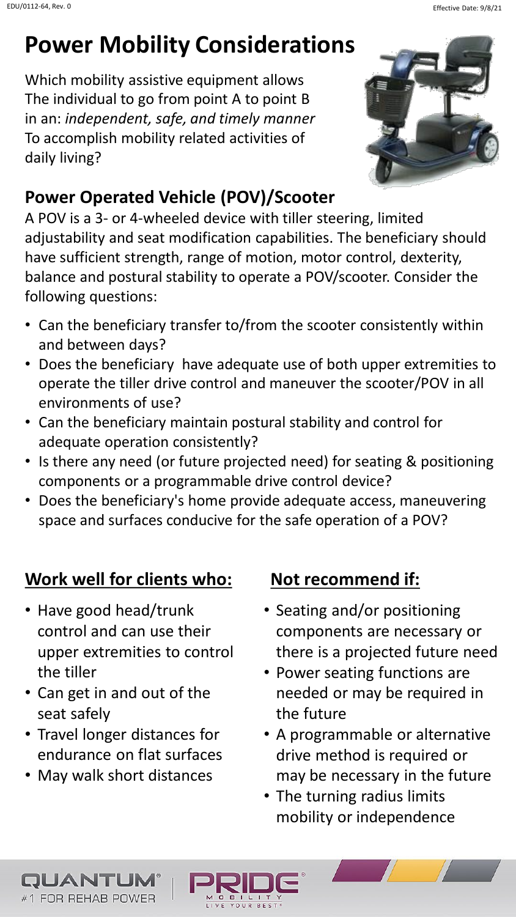# Power Mobility Considerations

Which mobility assistive equipment allows The individual to go from point A to point B in an: *independent, safe, and timely manner* To accomplish mobility related activities of daily living?

## Power Operated Vehicle (POV)/Scooter

A POV is a 3- or 4-wheeled device with tiller steering, limited adjustability and seat modification capabilities. The beneficiary should have sufficient strength, range of motion, motor control, dexterity, balance and postural stability to operate a POV/scooter. Consider the following questions:

- Can the beneficiary transfer to/from the scooter consistently within and between days?
- Does the beneficiary have adequate use of both upper extremities to operate the tiller drive control and maneuver the scooter/POV in all environments of use?
- Can the beneficiary maintain postural stability and control for adequate operation consistently?
- Is there any need (or future projected need) for seating & positioning components or a programmable drive control device?
- Does the beneficiary's home provide adequate access, maneuvering space and surfaces conducive for the safe operation of a POV?

### Work well for clients who:

- Have good head/trunk control and can use their upper extremities to control the tiller
- Can get in and out of the seat safely
- Travel longer distances for endurance on flat surfaces
- May walk short distances

### Not recommend if:

- Seating and/or positioning components are necessary or there is a projected future need
- Power seating functions are needed or may be required in the future
- A programmable or alternative drive method is required or may be necessary in the future
- The turning radius limits mobility or independence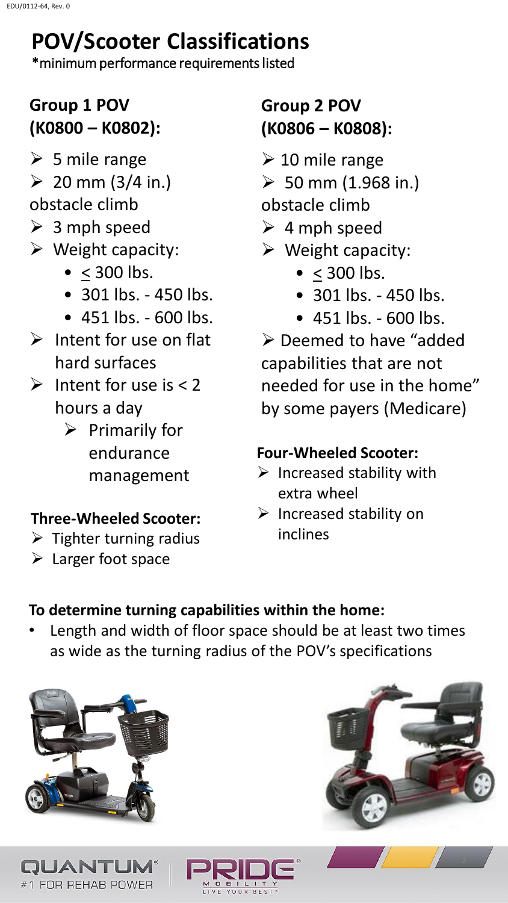# POV/Scooter Classifications

*minimum performance requirements listed

## Group 1 POV (K0800 – K0802):

- 5 mile range
- 20 mm (3/4 in.) obstacle climb
- 3 mph speed
- Weight capacity:
  - ≤ 300 lbs.
  - 301 lbs. - 450 lbs.
  - 451 lbs. - 600 lbs.
- Intent for use on flat hard surfaces
- Intent for use is < 2 hours a day
  - Primarily for endurance management

### Three-Wheeled Scooter:

- Tighter turning radius
- Larger foot space

## Group 2 POV (K0806 – K0808):

- 10 mile range
- 50 mm (1.968 in.) obstacle climb
- 4 mph speed
- Weight capacity:
  - ≤ 300 lbs.
  - 301 lbs. - 450 lbs.
  - 451 lbs. - 600 lbs.
- Deemed to have "added capabilities that are not needed for use in the home" by some payers (Medicare)

### Four-Wheeled Scooter:

- Increased stability with extra wheel
- Increased stability on inclines

**To determine turning capabilities within the home:**

- Length and width of floor space should be at least two times as wide as the turning radius of the POV's specifications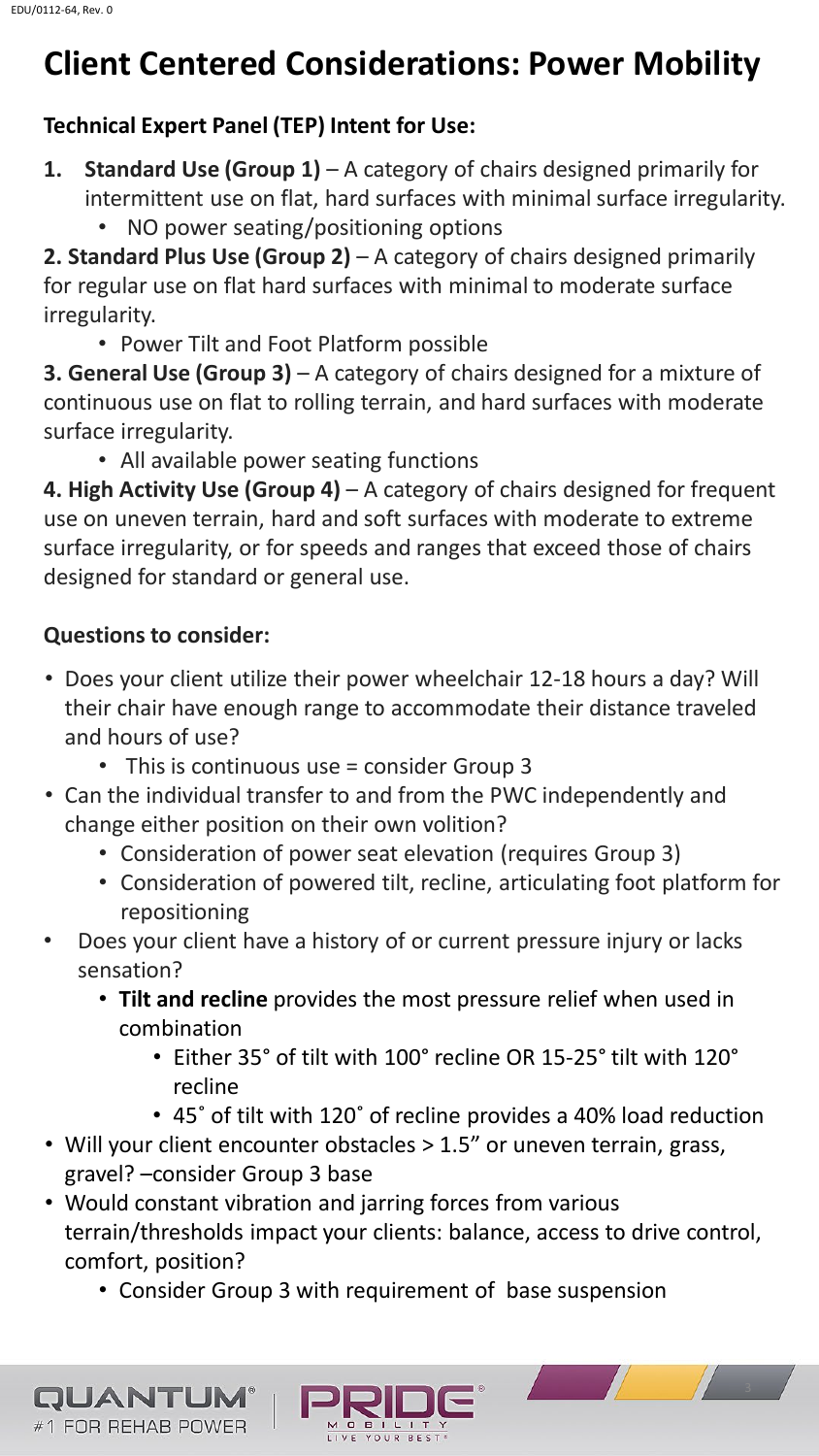# Client Centered Considerations: Power Mobility

**Technical Expert Panel (TEP) Intent for Use:**

1. **Standard Use (Group 1)** – A category of chairs designed primarily for intermittent use on flat, hard surfaces with minimal surface irregularity.
   - NO power seating/positioning options
2. **Standard Plus Use (Group 2)** – A category of chairs designed primarily for regular use on flat hard surfaces with minimal to moderate surface irregularity.
   - Power Tilt and Foot Platform possible
3. **General Use (Group 3)** – A category of chairs designed for a mixture of continuous use on flat to rolling terrain, and hard surfaces with moderate surface irregularity.
   - All available power seating functions
4. **High Activity Use (Group 4)** – A category of chairs designed for frequent use on uneven terrain, hard and soft surfaces with moderate to extreme surface irregularity, or for speeds and ranges that exceed those of chairs designed for standard or general use.

**Questions to consider:**

- Does your client utilize their power wheelchair 12-18 hours a day? Will their chair have enough range to accommodate their distance traveled and hours of use?
  - This is continuous use = consider Group 3
- Can the individual transfer to and from the PWC independently and change either position on their own volition?
  - Consideration of power seat elevation (requires Group 3)
  - Consideration of powered tilt, recline, articulating foot platform for repositioning
- Does your client have a history of or current pressure injury or lacks sensation?
  - **Tilt and recline** provides the most pressure relief when used in combination
    - Either 35° of tilt with 100° recline OR 15-25° tilt with 120° recline
    - 45˚ of tilt with 120˚ of recline provides a 40% load reduction
- Will your client encounter obstacles > 1.5" or uneven terrain, grass, gravel? –consider Group 3 base
- Would constant vibration and jarring forces from various terrain/thresholds impact your clients: balance, access to drive control, comfort, position?
  - Consider Group 3 with requirement of base suspension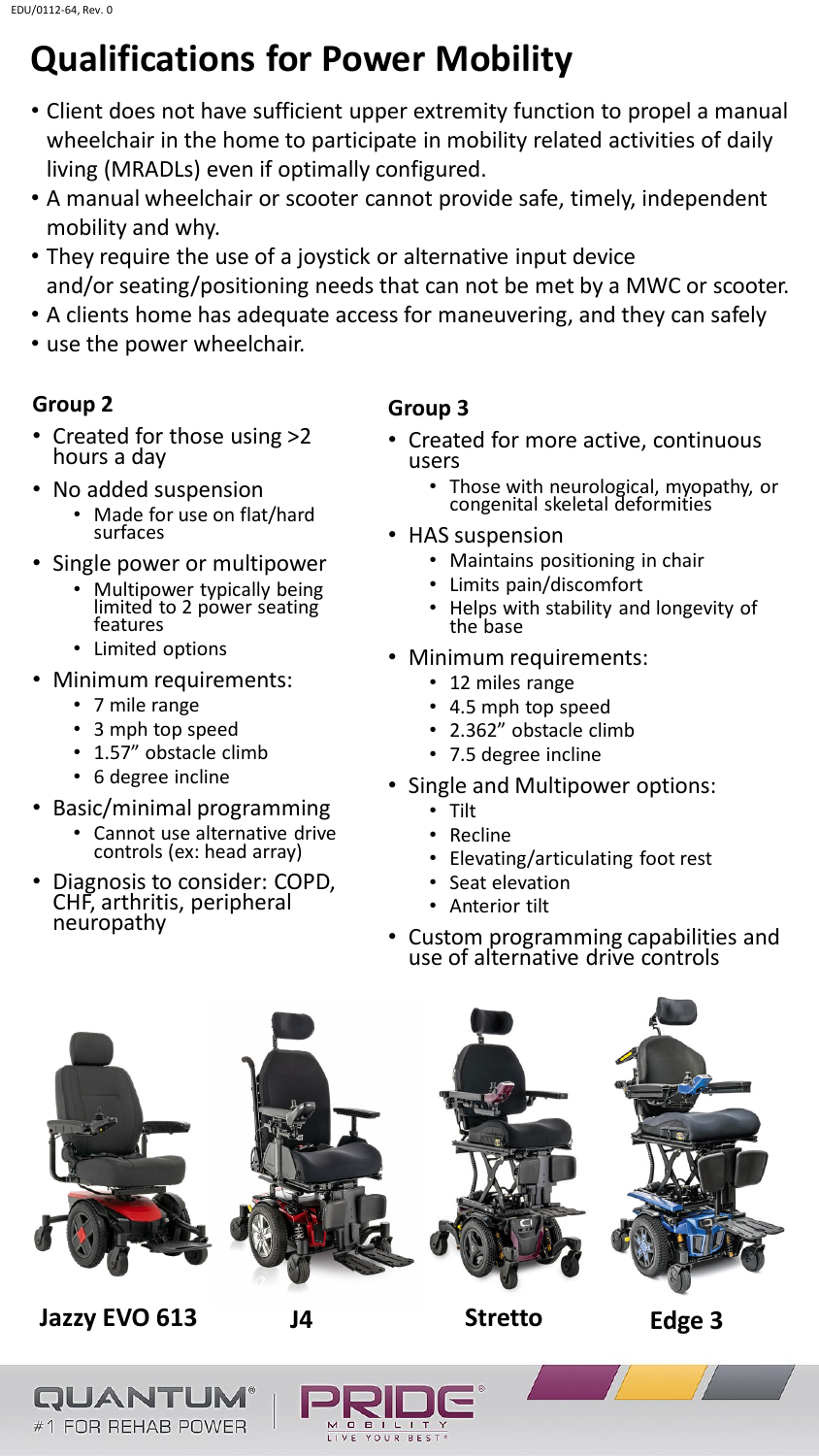# Qualifications for Power Mobility

- Client does not have sufficient upper extremity function to propel a manual wheelchair in the home to participate in mobility related activities of daily living (MRADLs) even if optimally configured.
- A manual wheelchair or scooter cannot provide safe, timely, independent mobility and why.
- They require the use of a joystick or alternative input device and/or seating/positioning needs that can not be met by a MWC or scooter.
- A clients home has adequate access for maneuvering, and they can safely
- use the power wheelchair.

### Group 2

- Created for those using >2 hours a day
- No added suspension
  - Made for use on flat/hard surfaces
- Single power or multipower
  - Multipower typically being limited to 2 power seating features
  - Limited options
- Minimum requirements:
  - 7 mile range
  - 3 mph top speed
  - 1.57" obstacle climb
  - 6 degree incline
- Basic/minimal programming
  - Cannot use alternative drive controls (ex: head array)
- Diagnosis to consider: COPD, CHF, arthritis, peripheral neuropathy

### Group 3

- Created for more active, continuous users
  - Those with neurological, myopathy, or congenital skeletal deformities
- HAS suspension
  - Maintains positioning in chair
  - Limits pain/discomfort
  - Helps with stability and longevity of the base
- Minimum requirements:
  - 12 miles range
  - 4.5 mph top speed
  - 2.362" obstacle climb
  - 7.5 degree incline
- Single and Multipower options:
  - Tilt
  - Recline
  - Elevating/articulating foot rest
  - Seat elevation
  - Anterior tilt
- Custom programming capabilities and use of alternative drive controls

**Jazzy EVO 613** **J4** **Stretto** **Edge 3**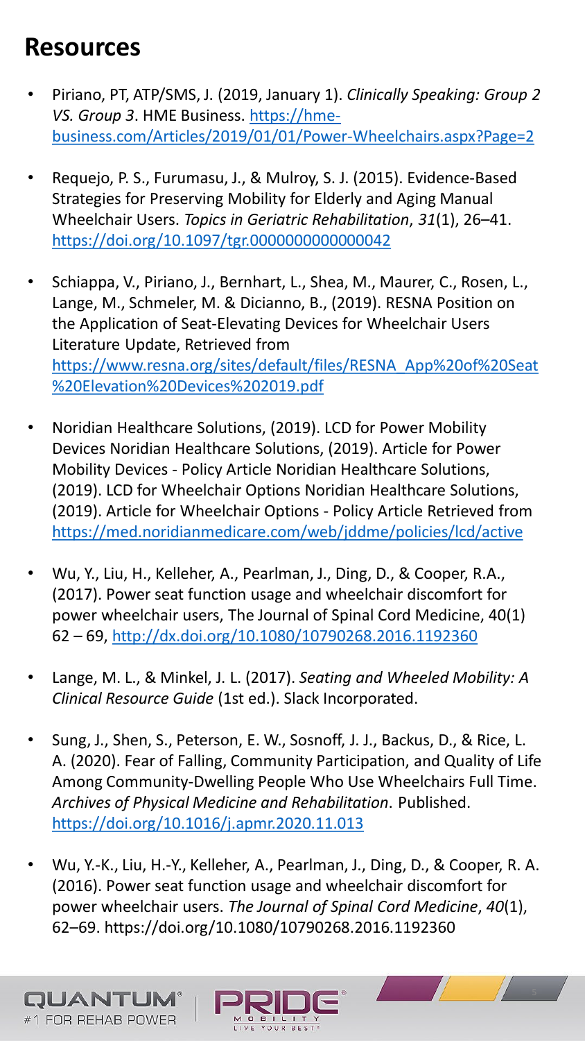# Resources

- Piriano, PT, ATP/SMS, J. (2019, January 1). *Clinically Speaking: Group 2 VS. Group 3*. HME Business. https://hme-business.com/Articles/2019/01/01/Power-Wheelchairs.aspx?Page=2
- Requejo, P. S., Furumasu, J., & Mulroy, S. J. (2015). Evidence-Based Strategies for Preserving Mobility for Elderly and Aging Manual Wheelchair Users. *Topics in Geriatric Rehabilitation*, *31*(1), 26–41. https://doi.org/10.1097/tgr.0000000000000042
- Schiappa, V., Piriano, J., Bernhart, L., Shea, M., Maurer, C., Rosen, L., Lange, M., Schmeler, M. & Dicianno, B., (2019). RESNA Position on the Application of Seat-Elevating Devices for Wheelchair Users Literature Update, Retrieved from https://www.resna.org/sites/default/files/RESNA_App%20of%20Seat%20Elevation%20Devices%202019.pdf
- Noridian Healthcare Solutions, (2019). LCD for Power Mobility Devices Noridian Healthcare Solutions, (2019). Article for Power Mobility Devices - Policy Article Noridian Healthcare Solutions, (2019). LCD for Wheelchair Options Noridian Healthcare Solutions, (2019). Article for Wheelchair Options - Policy Article Retrieved from https://med.noridianmedicare.com/web/jddme/policies/lcd/active
- Wu, Y., Liu, H., Kelleher, A., Pearlman, J., Ding, D., & Cooper, R.A., (2017). Power seat function usage and wheelchair discomfort for power wheelchair users, The Journal of Spinal Cord Medicine, 40(1) 62 – 69, http://dx.doi.org/10.1080/10790268.2016.1192360
- Lange, M. L., & Minkel, J. L. (2017). *Seating and Wheeled Mobility: A Clinical Resource Guide* (1st ed.). Slack Incorporated.
- Sung, J., Shen, S., Peterson, E. W., Sosnoff, J. J., Backus, D., & Rice, L. A. (2020). Fear of Falling, Community Participation, and Quality of Life Among Community-Dwelling People Who Use Wheelchairs Full Time. *Archives of Physical Medicine and Rehabilitation*. Published. https://doi.org/10.1016/j.apmr.2020.11.013
- Wu, Y.-K., Liu, H.-Y., Kelleher, A., Pearlman, J., Ding, D., & Cooper, R. A. (2016). Power seat function usage and wheelchair discomfort for power wheelchair users. *The Journal of Spinal Cord Medicine*, *40*(1), 62–69. https://doi.org/10.1080/10790268.2016.1192360